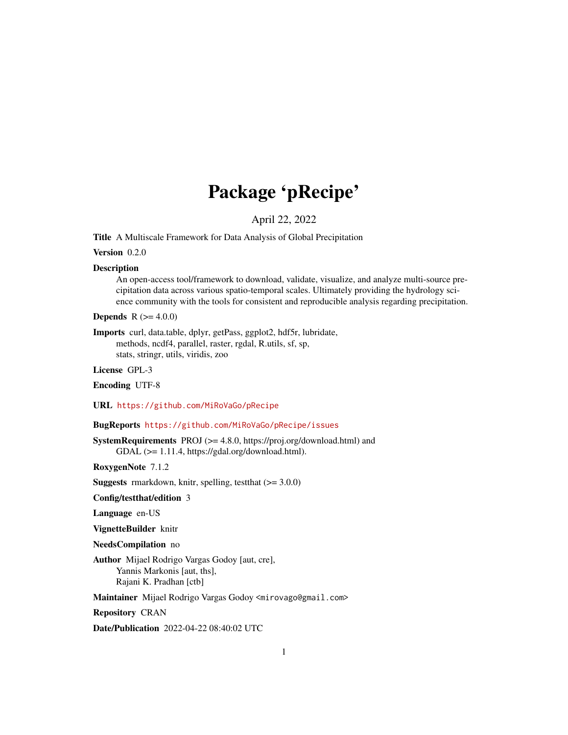# Package 'pRecipe'

April 22, 2022

**Title** A Multiscale Framework for Data Analysis of Global Precipitation

**Version** 0.2.0

**Description** An open-access tool/framework to download, validate, visualize, and analyze multi-source precipitation data across various spatio-temporal scales. Ultimately providing the hydrology science community with the tools for consistent and reproducible analysis regarding precipitation.

**Depends** R (>= 4.0.0)

**Imports** curl, data.table, dplyr, getPass, ggplot2, hdf5r, lubridate, methods, ncdf4, parallel, raster, rgdal, R.utils, sf, sp, stats, stringr, utils, viridis, zoo

**License** GPL-3

**Encoding** UTF-8

**URL** https://github.com/MiRoVaGo/pRecipe

**BugReports** https://github.com/MiRoVaGo/pRecipe/issues

**SystemRequirements** PROJ (>= 4.8.0, https://proj.org/download.html) and GDAL (>= 1.11.4, https://gdal.org/download.html).

**RoxygenNote** 7.1.2

**Suggests** rmarkdown, knitr, spelling, testthat (>= 3.0.0)

**Config/testthat/edition** 3

**Language** en-US

**VignetteBuilder** knitr

**NeedsCompilation** no

**Author** Mijael Rodrigo Vargas Godoy [aut, cre], Yannis Markonis [aut, ths], Rajani K. Pradhan [ctb]

**Maintainer** Mijael Rodrigo Vargas Godoy <mirovago@gmail.com>

**Repository** CRAN

**Date/Publication** 2022-04-22 08:40:02 UTC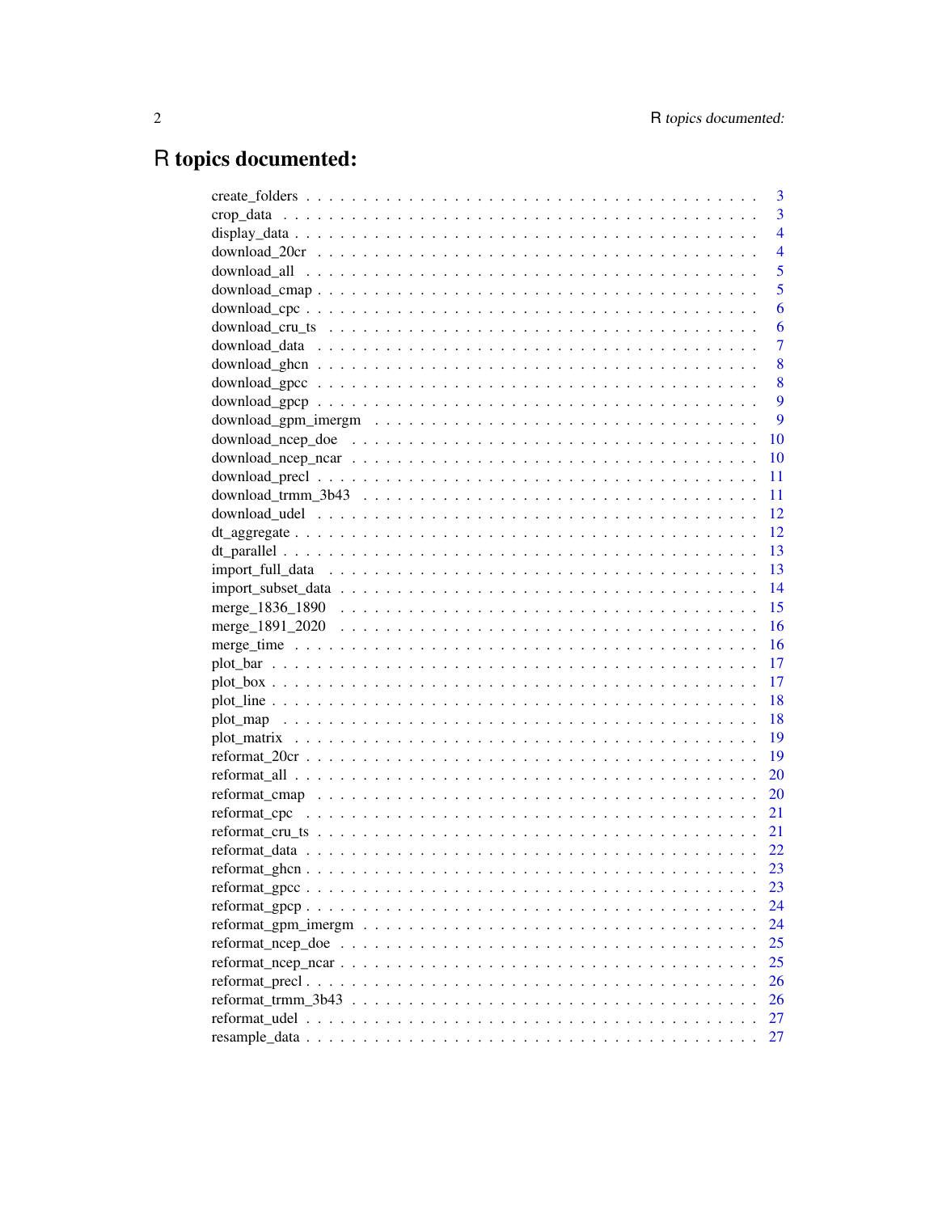# R topics documented:

| | |
|---|---|
| create_folders | 3 |
| crop_data | 3 |
| display_data | 4 |
| download_20cr | 4 |
| download_all | 5 |
| download_cmap | 5 |
| download_cpc | 6 |
| download_cru_ts | 6 |
| download_data | 7 |
| download_ghcn | 8 |
| download_gpcc | 8 |
| download_gpcp | 9 |
| download_gpm_imergm | 9 |
| download_ncep_doe | 10 |
| download_ncep_ncar | 10 |
| download_precl | 11 |
| download_trmm_3b43 | 11 |
| download_udel | 12 |
| dt_aggregate | 12 |
| dt_parallel | 13 |
| import_full_data | 13 |
| import_subset_data | 14 |
| merge_1836_1890 | 15 |
| merge_1891_2020 | 16 |
| merge_time | 16 |
| plot_bar | 17 |
| plot_box | 17 |
| plot_line | 18 |
| plot_map | 18 |
| plot_matrix | 19 |
| reformat_20cr | 19 |
| reformat_all | 20 |
| reformat_cmap | 20 |
| reformat_cpc | 21 |
| reformat_cru_ts | 21 |
| reformat_data | 22 |
| reformat_ghcn | 23 |
| reformat_gpcc | 23 |
| reformat_gpcp | 24 |
| reformat_gpm_imergm | 24 |
| reformat_ncep_doe | 25 |
| reformat_ncep_ncar | 25 |
| reformat_precl | 26 |
| reformat_trmm_3b43 | 26 |
| reformat_udel | 27 |
| resample_data | 27 |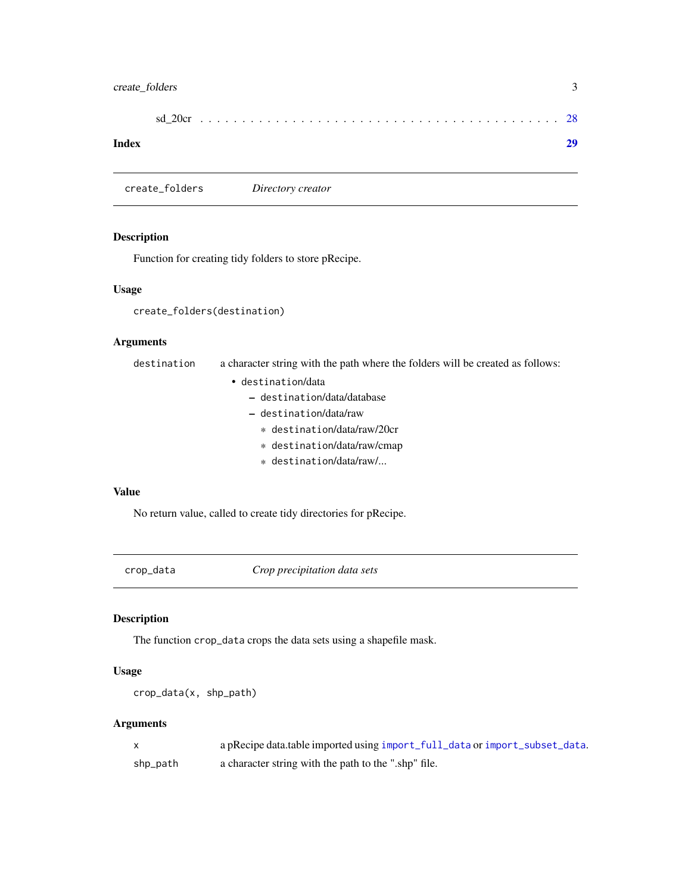sd_20cr . . . . . . . . . . . . . . . . . . . . . . . . . . . . . . . . . . . . . . . . . 28

**Index** **29**

---

## create_folders *Directory creator*

---

### Description

Function for creating tidy folders to store pRecipe.

### Usage

```
create_folders(destination)
```

### Arguments

`destination` a character string with the path where the folders will be created as follows:

- destination/data
  - destination/data/database
  - destination/data/raw
    - destination/data/raw/20cr
    - destination/data/raw/cmap
    - destination/data/raw/...

### Value

No return value, called to create tidy directories for pRecipe.

---

## crop_data *Crop precipitation data sets*

---

### Description

The function `crop_data` crops the data sets using a shapefile mask.

### Usage

```
crop_data(x, shp_path)
```

### Arguments

| | |
|---|---|
| `x` | a pRecipe data.table imported using `import_full_data` or `import_subset_data`. |
| `shp_path` | a character string with the path to the ".shp" file. |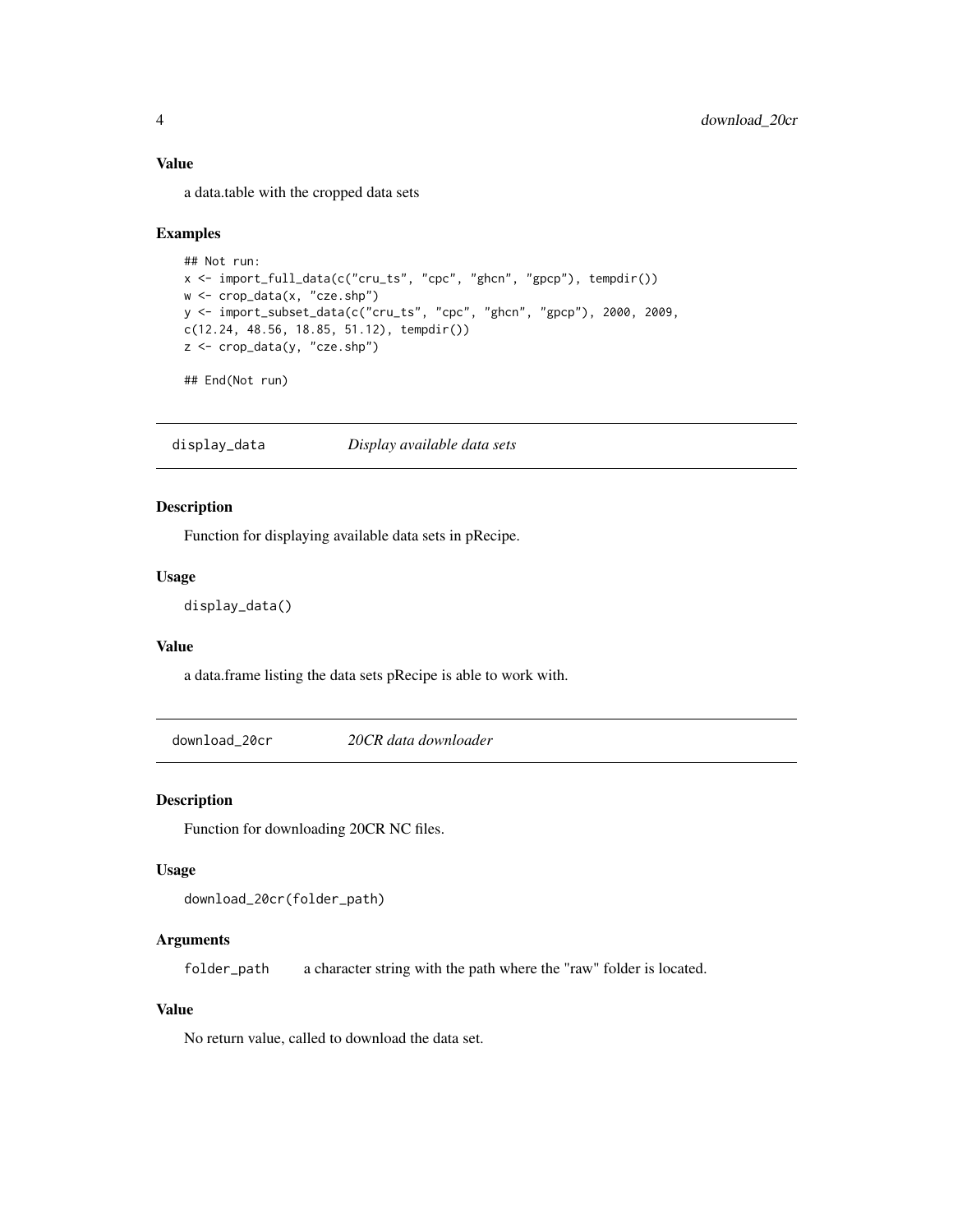### Value

a data.table with the cropped data sets

### Examples

```
## Not run:
x <- import_full_data(c("cru_ts", "cpc", "ghcn", "gpcp"), tempdir())
w <- crop_data(x, "cze.shp")
y <- import_subset_data(c("cru_ts", "cpc", "ghcn", "gpcp"), 2000, 2009,
c(12.24, 48.56, 18.85, 51.12), tempdir())
z <- crop_data(y, "cze.shp")

## End(Not run)
```

## display_data *Display available data sets*

### Description

Function for displaying available data sets in pRecipe.

### Usage

```
display_data()
```

### Value

a data.frame listing the data sets pRecipe is able to work with.

## download_20cr *20CR data downloader*

### Description

Function for downloading 20CR NC files.

### Usage

```
download_20cr(folder_path)
```

### Arguments

`folder_path` a character string with the path where the "raw" folder is located.

### Value

No return value, called to download the data set.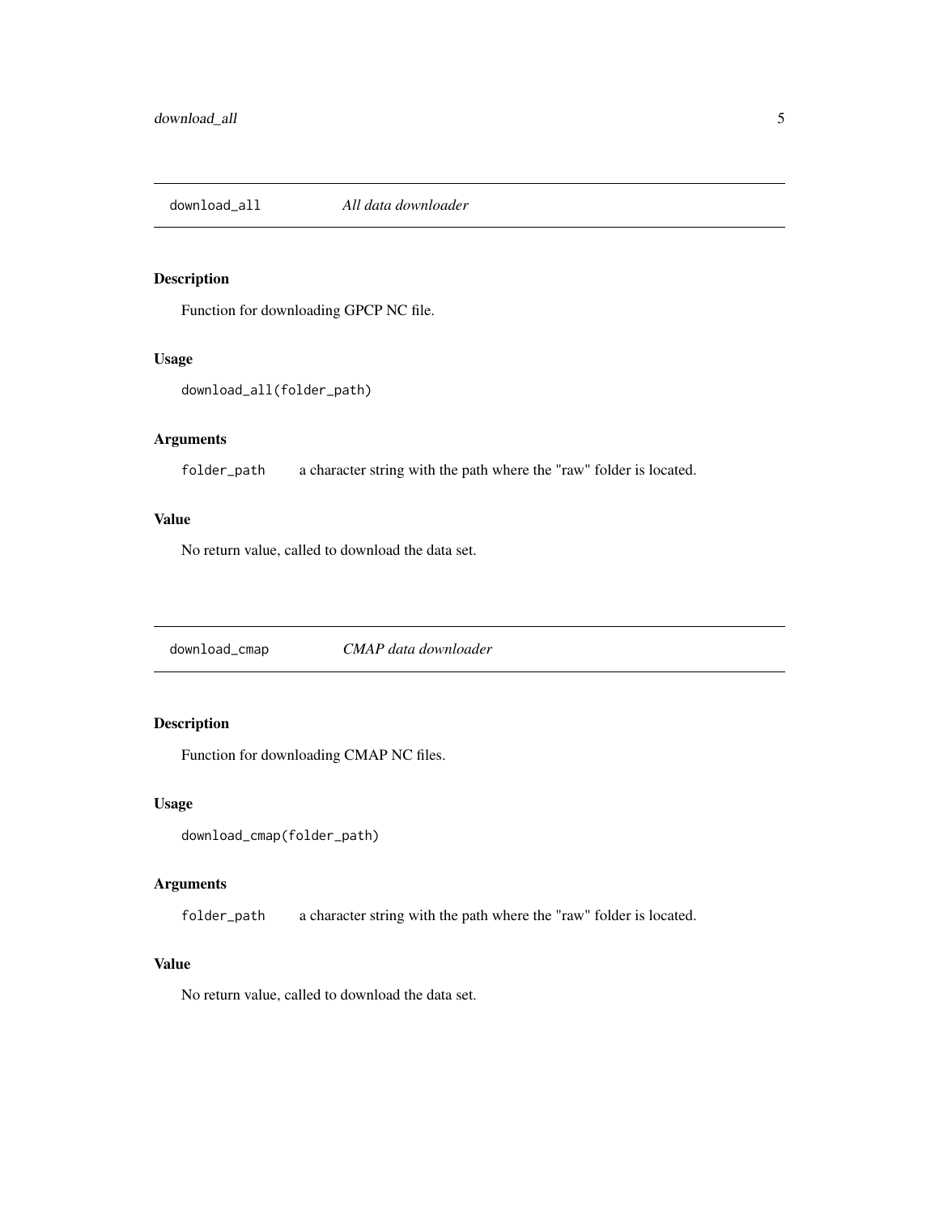## download_all — *All data downloader*

### Description

Function for downloading GPCP NC file.

### Usage

```
download_all(folder_path)
```

### Arguments

| | |
|---|---|
| `folder_path` | a character string with the path where the "raw" folder is located. |

### Value

No return value, called to download the data set.

## download_cmap — *CMAP data downloader*

### Description

Function for downloading CMAP NC files.

### Usage

```
download_cmap(folder_path)
```

### Arguments

| | |
|---|---|
| `folder_path` | a character string with the path where the "raw" folder is located. |

### Value

No return value, called to download the data set.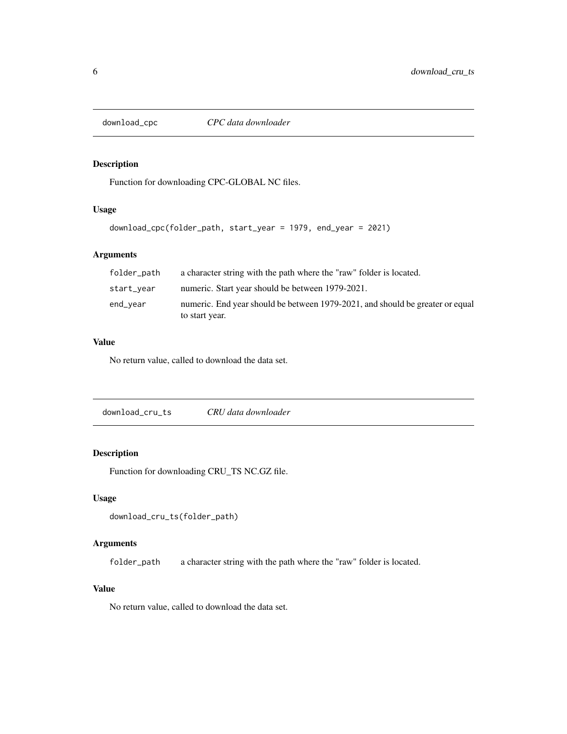## download_cpc — *CPC data downloader*

### Description

Function for downloading CPC-GLOBAL NC files.

### Usage

```
download_cpc(folder_path, start_year = 1979, end_year = 2021)
```

### Arguments

| | |
|---|---|
| folder_path | a character string with the path where the "raw" folder is located. |
| start_year | numeric. Start year should be between 1979-2021. |
| end_year | numeric. End year should be between 1979-2021, and should be greater or equal to start year. |

### Value

No return value, called to download the data set.

## download_cru_ts — *CRU data downloader*

### Description

Function for downloading CRU_TS NC.GZ file.

### Usage

```
download_cru_ts(folder_path)
```

### Arguments

| | |
|---|---|
| folder_path | a character string with the path where the "raw" folder is located. |

### Value

No return value, called to download the data set.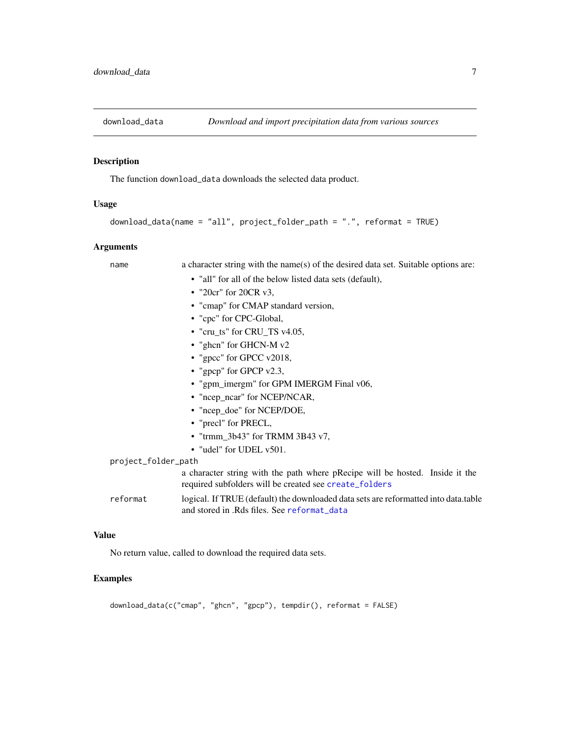## download_data *Download and import precipitation data from various sources*

### Description

The function `download_data` downloads the selected data product.

### Usage

```
download_data(name = "all", project_folder_path = ".", reformat = TRUE)
```

### Arguments

`name` a character string with the name(s) of the desired data set. Suitable options are:

- "all" for all of the below listed data sets (default),
- "20cr" for 20CR v3,
- "cmap" for CMAP standard version,
- "cpc" for CPC-Global,
- "cru_ts" for CRU_TS v4.05,
- "ghcn" for GHCN-M v2
- "gpcc" for GPCC v2018,
- "gpcp" for GPCP v2.3,
- "gpm_imergm" for GPM IMERGM Final v06,
- "ncep_ncar" for NCEP/NCAR,
- "ncep_doe" for NCEP/DOE,
- "precl" for PRECL,
- "trmm_3b43" for TRMM 3B43 v7,
- "udel" for UDEL v501.

`project_folder_path` a character string with the path where pRecipe will be hosted. Inside it the required subfolders will be created see `create_folders`

`reformat` logical. If TRUE (default) the downloaded data sets are reformatted into data.table and stored in .Rds files. See `reformat_data`

### Value

No return value, called to download the required data sets.

### Examples

```
download_data(c("cmap", "ghcn", "gpcp"), tempdir(), reformat = FALSE)
```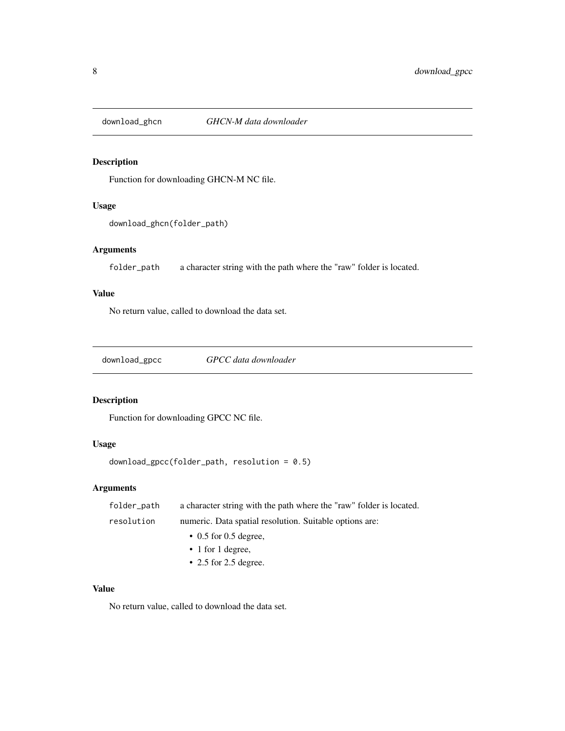## download_ghcn *GHCN-M data downloader*

### Description

Function for downloading GHCN-M NC file.

### Usage

```
download_ghcn(folder_path)
```

### Arguments

| | |
|---|---|
| folder_path | a character string with the path where the "raw" folder is located. |

### Value

No return value, called to download the data set.

## download_gpcc *GPCC data downloader*

### Description

Function for downloading GPCC NC file.

### Usage

```
download_gpcc(folder_path, resolution = 0.5)
```

### Arguments

| | |
|---|---|
| folder_path | a character string with the path where the "raw" folder is located. |
| resolution | numeric. Data spatial resolution. Suitable options are: <br>• 0.5 for 0.5 degree, <br>• 1 for 1 degree, <br>• 2.5 for 2.5 degree. |

### Value

No return value, called to download the data set.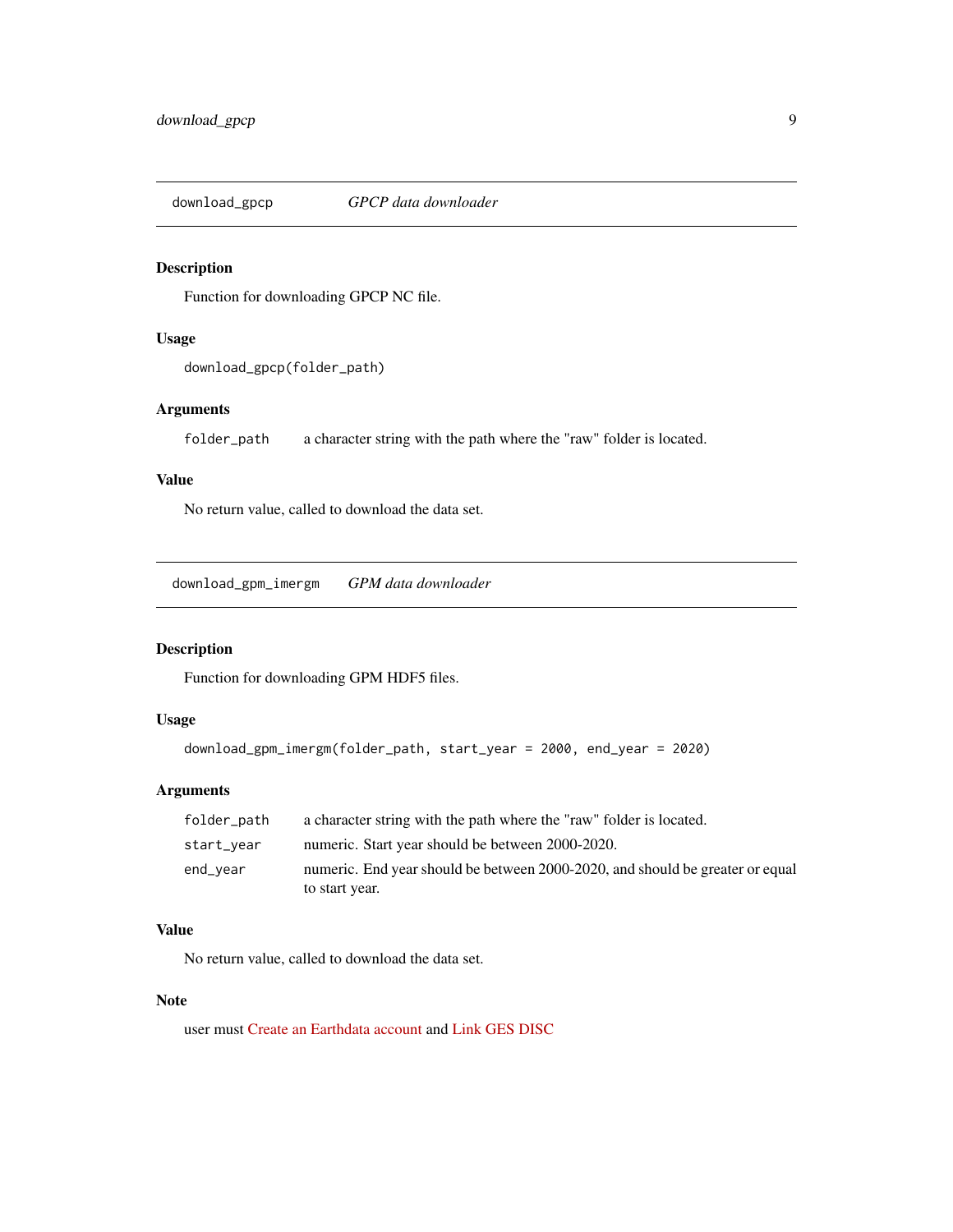## download_gpcp — *GPCP data downloader*

### Description

Function for downloading GPCP NC file.

### Usage

```
download_gpcp(folder_path)
```

### Arguments

| | |
|---|---|
| folder_path | a character string with the path where the "raw" folder is located. |

### Value

No return value, called to download the data set.

## download_gpm_imergm — *GPM data downloader*

### Description

Function for downloading GPM HDF5 files.

### Usage

```
download_gpm_imergm(folder_path, start_year = 2000, end_year = 2020)
```

### Arguments

| | |
|---|---|
| folder_path | a character string with the path where the "raw" folder is located. |
| start_year | numeric. Start year should be between 2000-2020. |
| end_year | numeric. End year should be between 2000-2020, and should be greater or equal to start year. |

### Value

No return value, called to download the data set.

### Note

user must Create an Earthdata account and Link GES DISC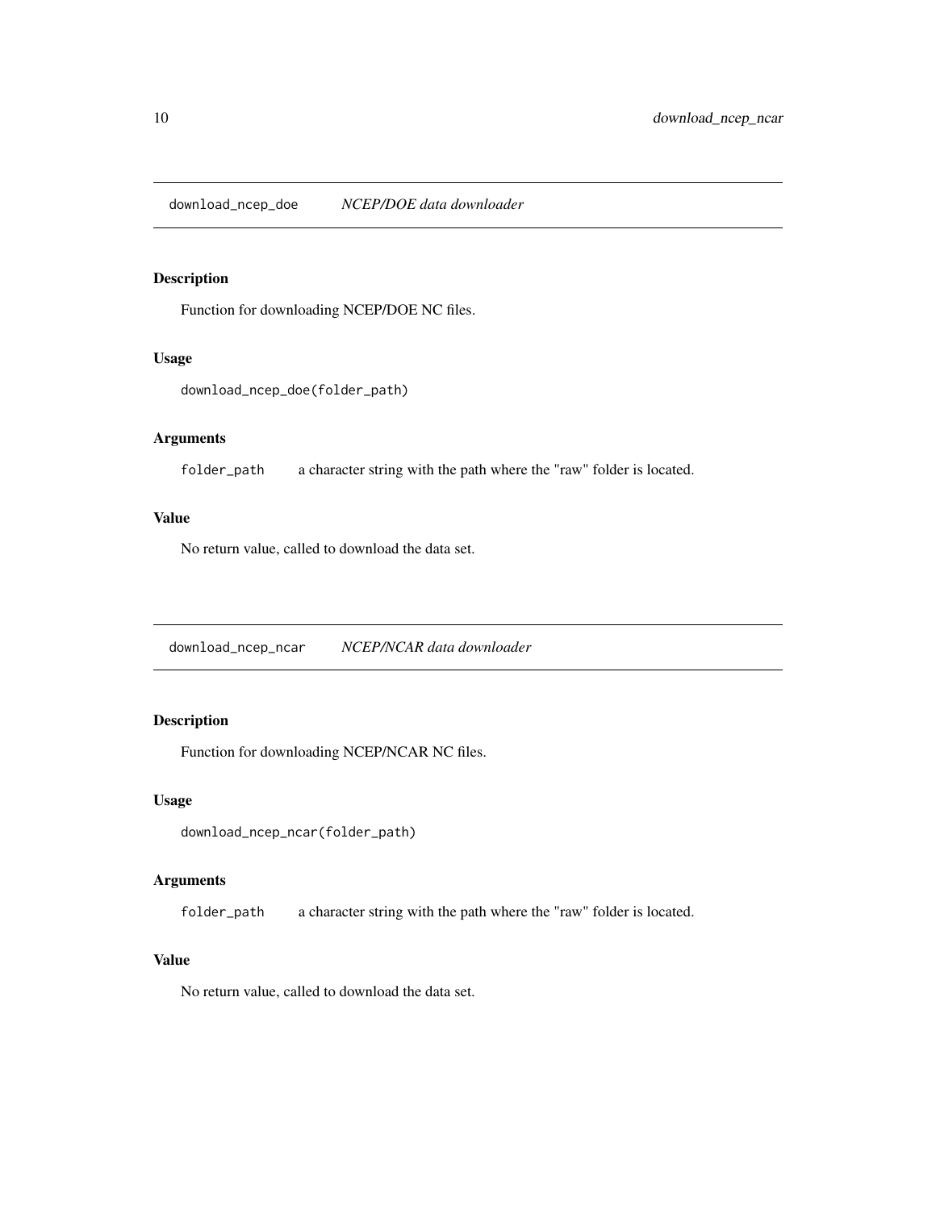## download_ncep_doe *NCEP/DOE data downloader*

### Description

Function for downloading NCEP/DOE NC files.

### Usage

```
download_ncep_doe(folder_path)
```

### Arguments

`folder_path` a character string with the path where the "raw" folder is located.

### Value

No return value, called to download the data set.

## download_ncep_ncar *NCEP/NCAR data downloader*

### Description

Function for downloading NCEP/NCAR NC files.

### Usage

```
download_ncep_ncar(folder_path)
```

### Arguments

`folder_path` a character string with the path where the "raw" folder is located.

### Value

No return value, called to download the data set.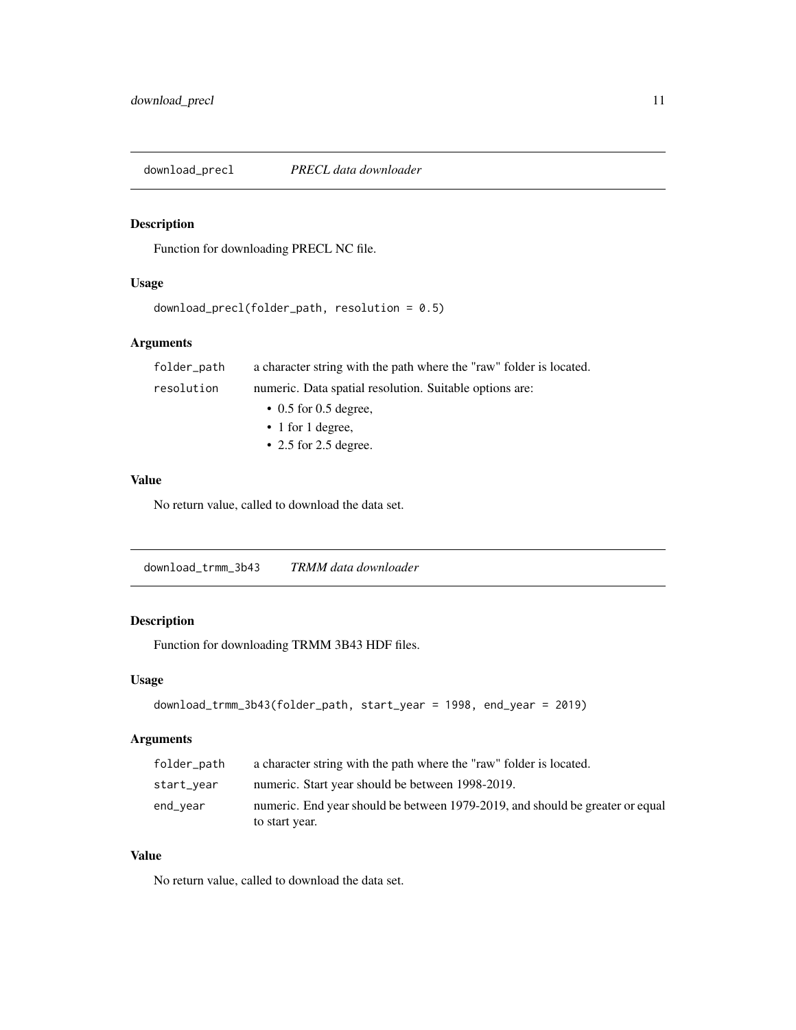## download_precl *PRECL data downloader*

### Description

Function for downloading PRECL NC file.

### Usage

```
download_precl(folder_path, resolution = 0.5)
```

### Arguments

| | |
|---|---|
| folder_path | a character string with the path where the "raw" folder is located. |
| resolution | numeric. Data spatial resolution. Suitable options are:<br>• 0.5 for 0.5 degree,<br>• 1 for 1 degree,<br>• 2.5 for 2.5 degree. |

### Value

No return value, called to download the data set.

## download_trmm_3b43 *TRMM data downloader*

### Description

Function for downloading TRMM 3B43 HDF files.

### Usage

```
download_trmm_3b43(folder_path, start_year = 1998, end_year = 2019)
```

### Arguments

| | |
|---|---|
| folder_path | a character string with the path where the "raw" folder is located. |
| start_year | numeric. Start year should be between 1998-2019. |
| end_year | numeric. End year should be between 1979-2019, and should be greater or equal to start year. |

### Value

No return value, called to download the data set.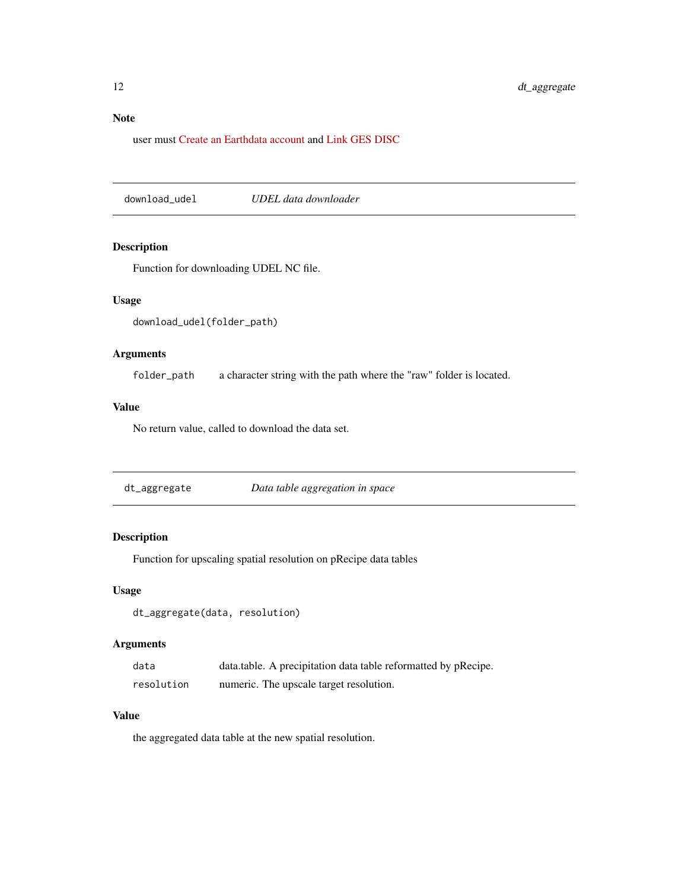### Note

user must Create an Earthdata account and Link GES DISC

---

## download_udel — *UDEL data downloader*

### Description

Function for downloading UDEL NC file.

### Usage

```
download_udel(folder_path)
```

### Arguments

| | |
|---|---|
| `folder_path` | a character string with the path where the "raw" folder is located. |

### Value

No return value, called to download the data set.

---

## dt_aggregate — *Data table aggregation in space*

### Description

Function for upscaling spatial resolution on pRecipe data tables

### Usage

```
dt_aggregate(data, resolution)
```

### Arguments

| | |
|---|---|
| `data` | data.table. A precipitation data table reformatted by pRecipe. |
| `resolution` | numeric. The upscale target resolution. |

### Value

the aggregated data table at the new spatial resolution.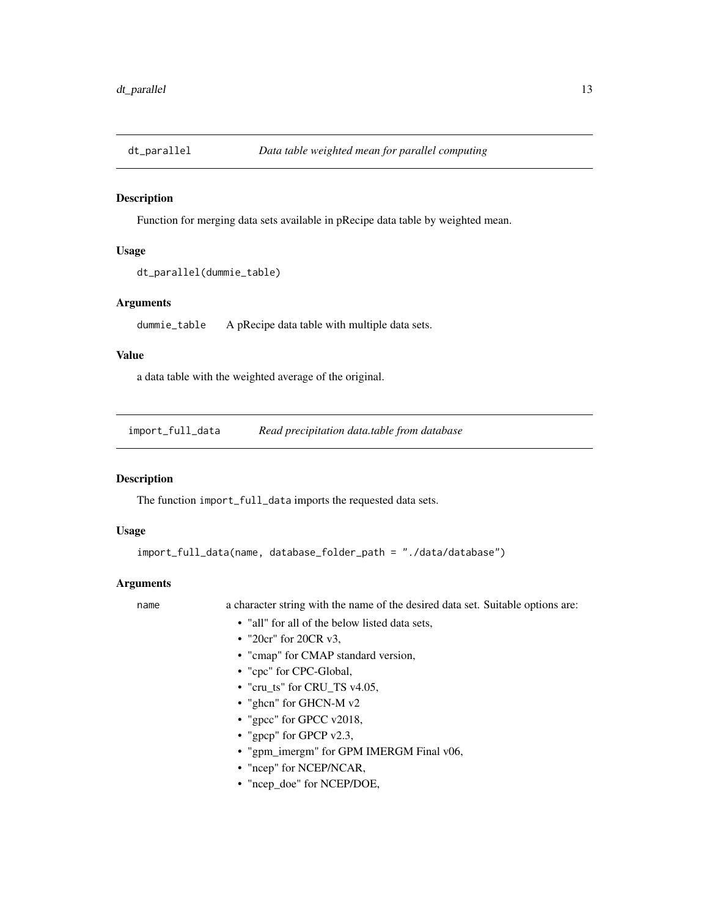## dt_parallel — *Data table weighted mean for parallel computing*

### Description

Function for merging data sets available in pRecipe data table by weighted mean.

### Usage

```
dt_parallel(dummie_table)
```

### Arguments

`dummie_table` A pRecipe data table with multiple data sets.

### Value

a data table with the weighted average of the original.

## import_full_data — *Read precipitation data.table from database*

### Description

The function `import_full_data` imports the requested data sets.

### Usage

```
import_full_data(name, database_folder_path = "./data/database")
```

### Arguments

`name` a character string with the name of the desired data set. Suitable options are:

- "all" for all of the below listed data sets,
- "20cr" for 20CR v3,
- "cmap" for CMAP standard version,
- "cpc" for CPC-Global,
- "cru_ts" for CRU_TS v4.05,
- "ghcn" for GHCN-M v2
- "gpcc" for GPCC v2018,
- "gpcp" for GPCP v2.3,
- "gpm_imergm" for GPM IMERGM Final v06,
- "ncep" for NCEP/NCAR,
- "ncep_doe" for NCEP/DOE,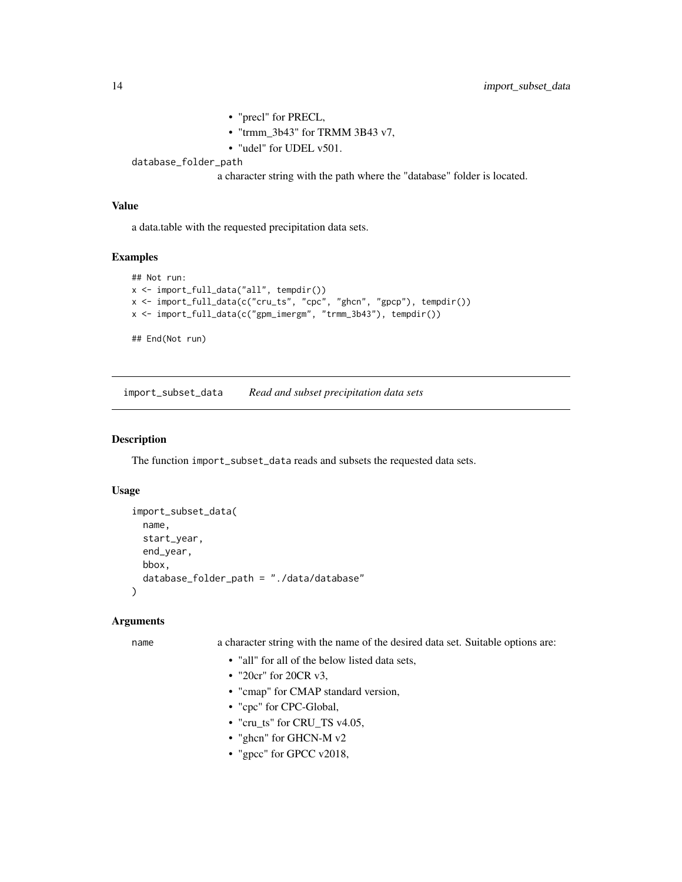- "precl" for PRECL,
- "trmm_3b43" for TRMM 3B43 v7,
- "udel" for UDEL v501.

database_folder_path
: a character string with the path where the "database" folder is located.

### Value

a data.table with the requested precipitation data sets.

### Examples

```
## Not run:
x <- import_full_data("all", tempdir())
x <- import_full_data(c("cru_ts", "cpc", "ghcn", "gpcp"), tempdir())
x <- import_full_data(c("gpm_imergm", "trmm_3b43"), tempdir())

## End(Not run)
```

---

## import_subset_data *Read and subset precipitation data sets*

### Description

The function `import_subset_data` reads and subsets the requested data sets.

### Usage

```
import_subset_data(
  name,
  start_year,
  end_year,
  bbox,
  database_folder_path = "./data/database"
)
```

### Arguments

name
: a character string with the name of the desired data set. Suitable options are:

- "all" for all of the below listed data sets,
- "20cr" for 20CR v3,
- "cmap" for CMAP standard version,
- "cpc" for CPC-Global,
- "cru_ts" for CRU_TS v4.05,
- "ghcn" for GHCN-M v2
- "gpcc" for GPCC v2018,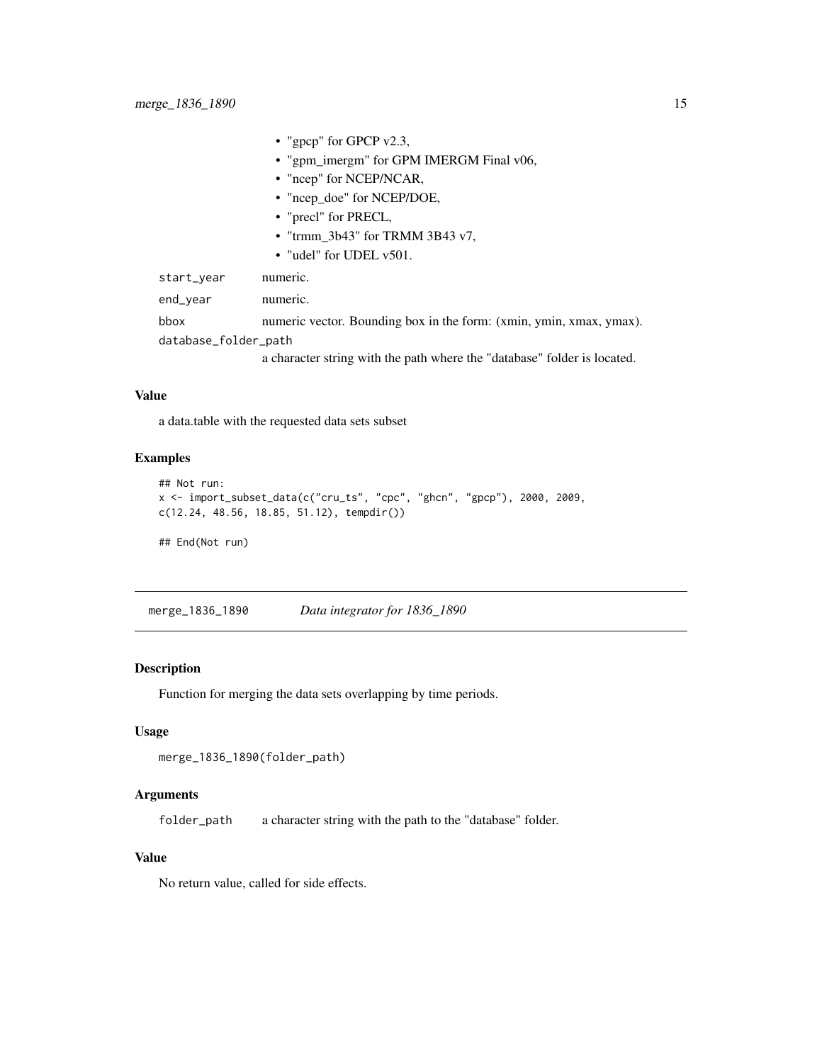- "gpcp" for GPCP v2.3,
- "gpm_imergm" for GPM IMERGM Final v06,
- "ncep" for NCEP/NCAR,
- "ncep_doe" for NCEP/DOE,
- "precl" for PRECL,
- "trmm_3b43" for TRMM 3B43 v7,
- "udel" for UDEL v501.

`start_year` numeric.

`end_year` numeric.

`bbox` numeric vector. Bounding box in the form: (xmin, ymin, xmax, ymax).

`database_folder_path` a character string with the path where the "database" folder is located.

### Value

a data.table with the requested data sets subset

### Examples

```
## Not run:
x <- import_subset_data(c("cru_ts", "cpc", "ghcn", "gpcp"), 2000, 2009,
c(12.24, 48.56, 18.85, 51.12), tempdir())

## End(Not run)
```

---

## merge_1836_1890 *Data integrator for 1836_1890*

### Description

Function for merging the data sets overlapping by time periods.

### Usage

```
merge_1836_1890(folder_path)
```

### Arguments

`folder_path` a character string with the path to the "database" folder.

### Value

No return value, called for side effects.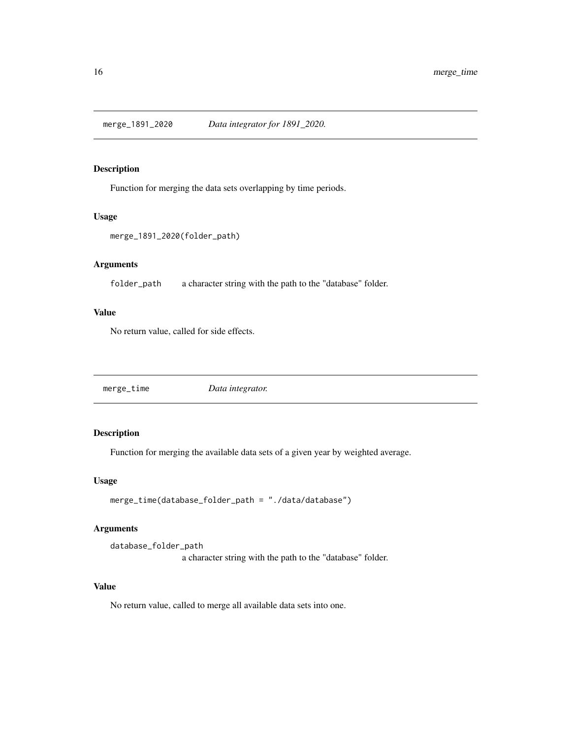## merge_1891_2020 — *Data integrator for 1891_2020.*

### Description

Function for merging the data sets overlapping by time periods.

### Usage

```
merge_1891_2020(folder_path)
```

### Arguments

| | |
|---|---|
| folder_path | a character string with the path to the "database" folder. |

### Value

No return value, called for side effects.

## merge_time — *Data integrator.*

### Description

Function for merging the available data sets of a given year by weighted average.

### Usage

```
merge_time(database_folder_path = "./data/database")
```

### Arguments

| | |
|---|---|
| database_folder_path | a character string with the path to the "database" folder. |

### Value

No return value, called to merge all available data sets into one.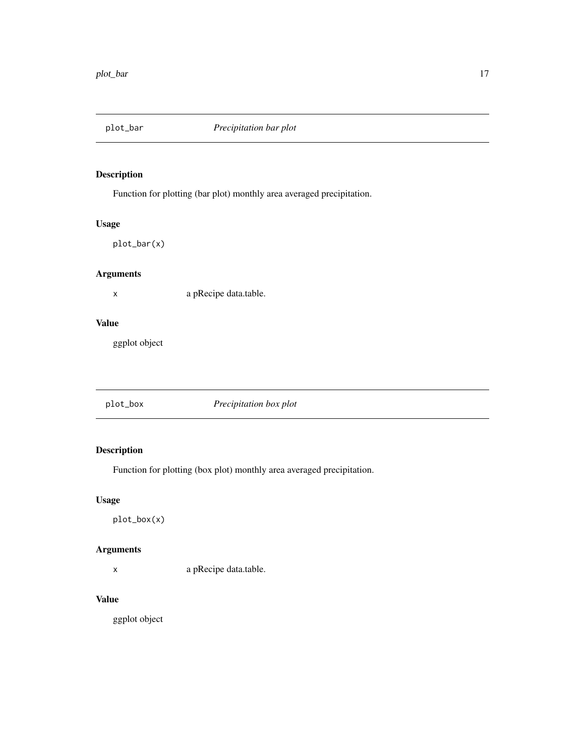## plot_bar *Precipitation bar plot*

### Description

Function for plotting (bar plot) monthly area averaged precipitation.

### Usage

```
plot_bar(x)
```

### Arguments

| | |
|---|---|
| x | a pRecipe data.table. |

### Value

ggplot object

## plot_box *Precipitation box plot*

### Description

Function for plotting (box plot) monthly area averaged precipitation.

### Usage

```
plot_box(x)
```

### Arguments

| | |
|---|---|
| x | a pRecipe data.table. |

### Value

ggplot object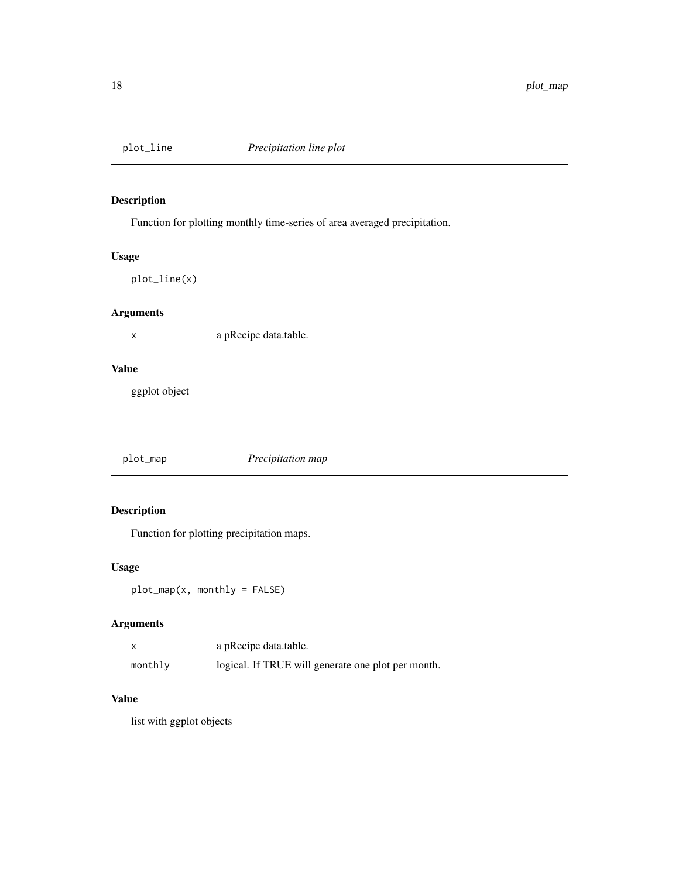## plot_line *Precipitation line plot*

### Description

Function for plotting monthly time-series of area averaged precipitation.

### Usage

```
plot_line(x)
```

### Arguments

| | |
|---|---|
| x | a pRecipe data.table. |

### Value

ggplot object

## plot_map *Precipitation map*

### Description

Function for plotting precipitation maps.

### Usage

```
plot_map(x, monthly = FALSE)
```

### Arguments

| | |
|---|---|
| x | a pRecipe data.table. |
| monthly | logical. If TRUE will generate one plot per month. |

### Value

list with ggplot objects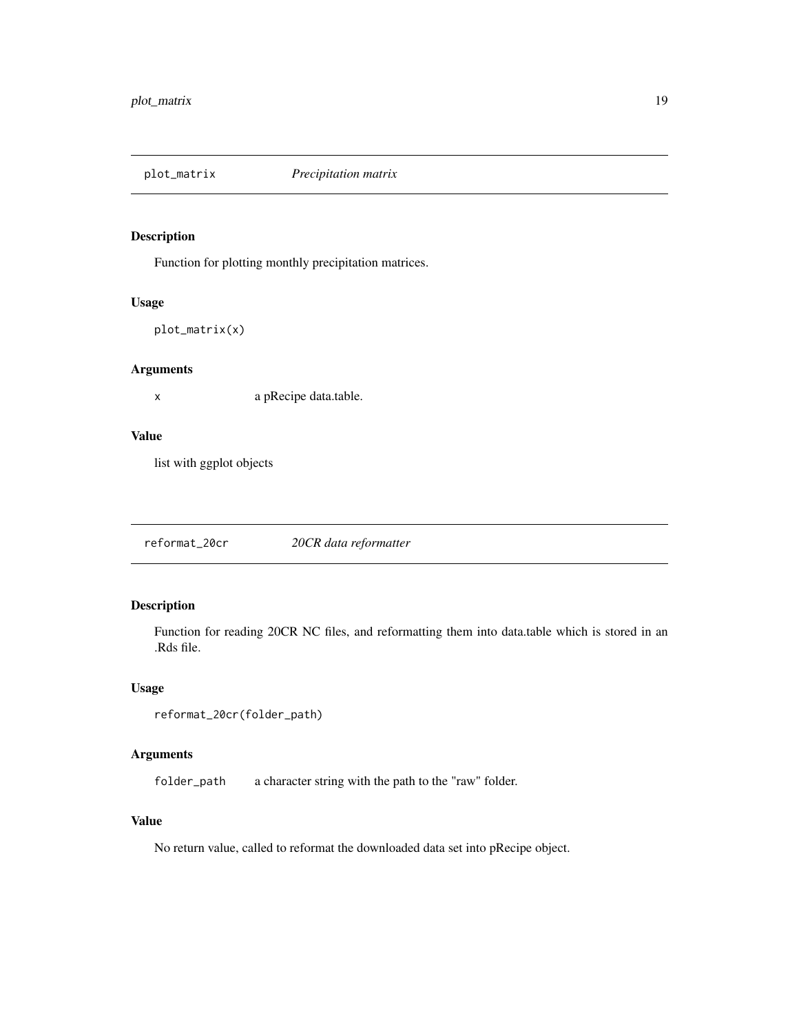## plot_matrix *Precipitation matrix*

### Description

Function for plotting monthly precipitation matrices.

### Usage

```
plot_matrix(x)
```

### Arguments

| | |
|---|---|
| x | a pRecipe data.table. |

### Value

list with ggplot objects

## reformat_20cr *20CR data reformatter*

### Description

Function for reading 20CR NC files, and reformatting them into data.table which is stored in an .Rds file.

### Usage

```
reformat_20cr(folder_path)
```

### Arguments

| | |
|---|---|
| folder_path | a character string with the path to the "raw" folder. |

### Value

No return value, called to reformat the downloaded data set into pRecipe object.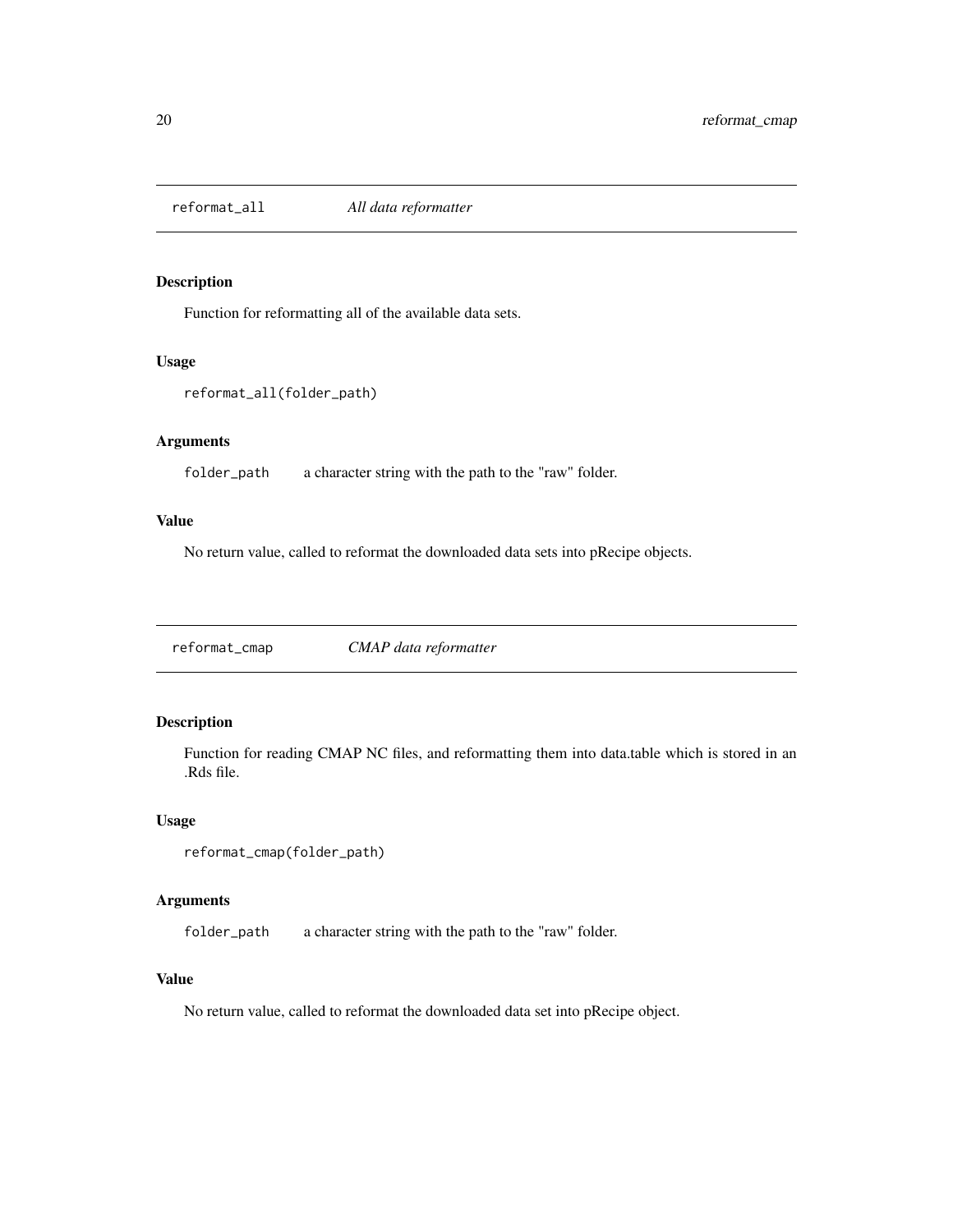## reformat_all — *All data reformatter*

### Description

Function for reformatting all of the available data sets.

### Usage

```
reformat_all(folder_path)
```

### Arguments

| | |
|---|---|
| `folder_path` | a character string with the path to the "raw" folder. |

### Value

No return value, called to reformat the downloaded data sets into pRecipe objects.

## reformat_cmap — *CMAP data reformatter*

### Description

Function for reading CMAP NC files, and reformatting them into data.table which is stored in an .Rds file.

### Usage

```
reformat_cmap(folder_path)
```

### Arguments

| | |
|---|---|
| `folder_path` | a character string with the path to the "raw" folder. |

### Value

No return value, called to reformat the downloaded data set into pRecipe object.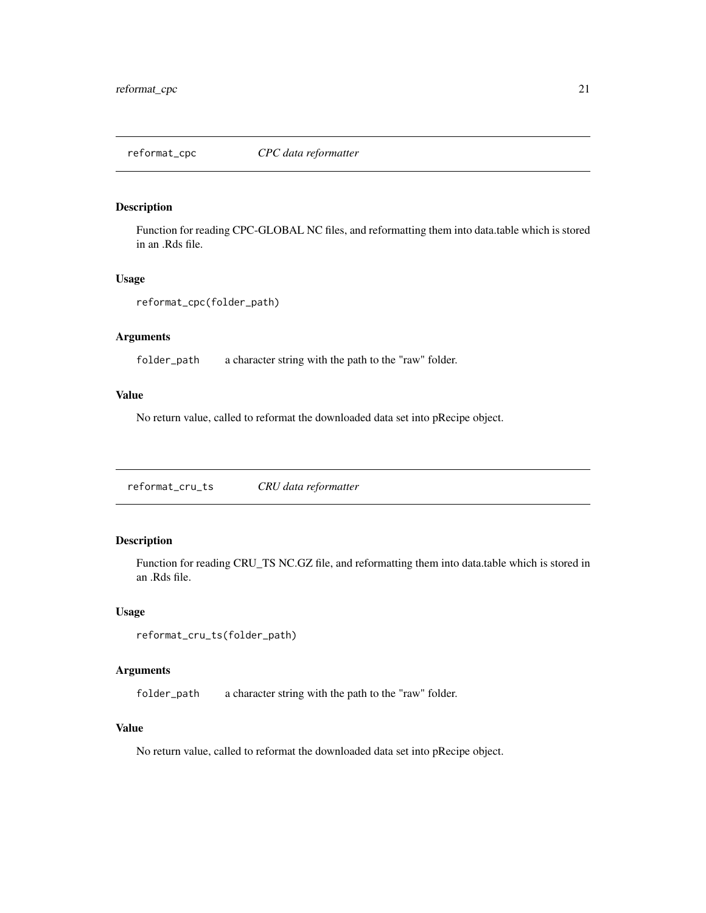## reformat_cpc *CPC data reformatter*

### Description

Function for reading CPC-GLOBAL NC files, and reformatting them into data.table which is stored in an .Rds file.

### Usage

```
reformat_cpc(folder_path)
```

### Arguments

| | |
|---|---|
| folder_path | a character string with the path to the "raw" folder. |

### Value

No return value, called to reformat the downloaded data set into pRecipe object.

## reformat_cru_ts *CRU data reformatter*

### Description

Function for reading CRU_TS NC.GZ file, and reformatting them into data.table which is stored in an .Rds file.

### Usage

```
reformat_cru_ts(folder_path)
```

### Arguments

| | |
|---|---|
| folder_path | a character string with the path to the "raw" folder. |

### Value

No return value, called to reformat the downloaded data set into pRecipe object.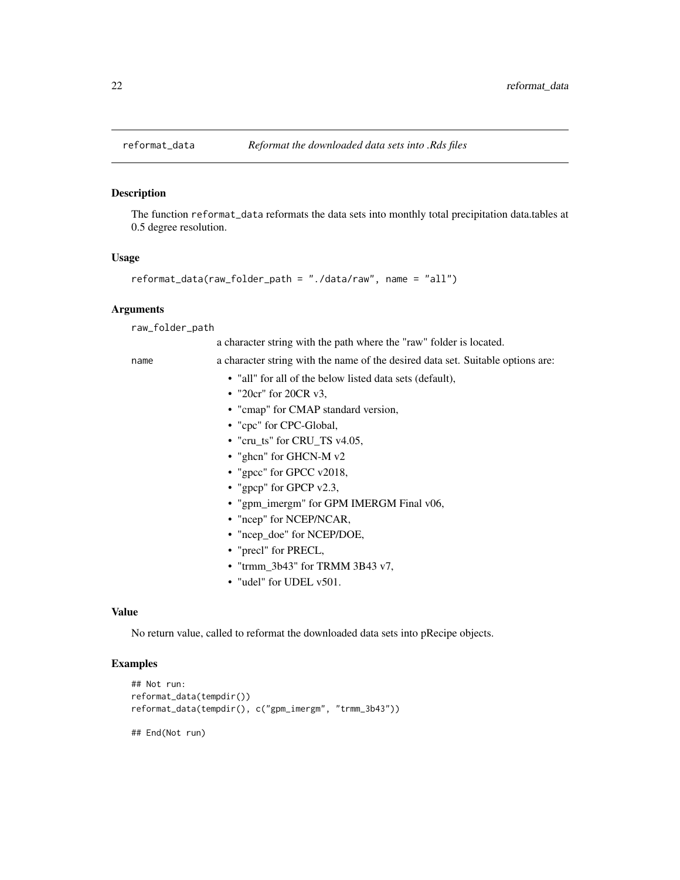# reformat_data — *Reformat the downloaded data sets into .Rds files*

## Description

The function `reformat_data` reformats the data sets into monthly total precipitation data.tables at 0.5 degree resolution.

## Usage

```
reformat_data(raw_folder_path = "./data/raw", name = "all")
```

## Arguments

`raw_folder_path`
: a character string with the path where the "raw" folder is located.

`name`
: a character string with the name of the desired data set. Suitable options are:
  - "all" for all of the below listed data sets (default),
  - "20cr" for 20CR v3,
  - "cmap" for CMAP standard version,
  - "cpc" for CPC-Global,
  - "cru_ts" for CRU_TS v4.05,
  - "ghcn" for GHCN-M v2
  - "gpcc" for GPCC v2018,
  - "gpcp" for GPCP v2.3,
  - "gpm_imergm" for GPM IMERGM Final v06,
  - "ncep" for NCEP/NCAR,
  - "ncep_doe" for NCEP/DOE,
  - "precl" for PRECL,
  - "trmm_3b43" for TRMM 3B43 v7,
  - "udel" for UDEL v501.

## Value

No return value, called to reformat the downloaded data sets into pRecipe objects.

## Examples

```
## Not run:
reformat_data(tempdir())
reformat_data(tempdir(), c("gpm_imergm", "trmm_3b43"))

## End(Not run)
```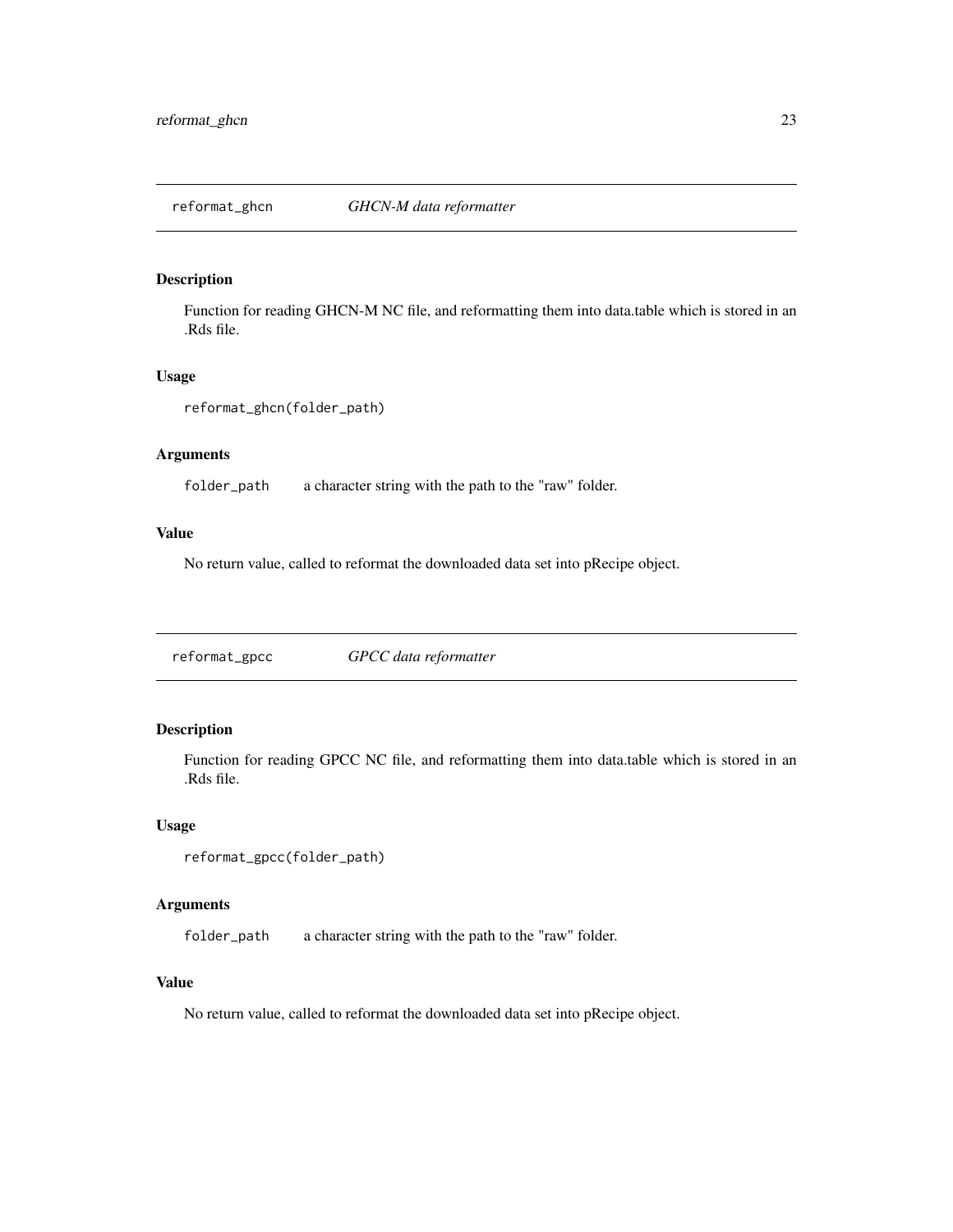## reformat_ghcn        *GHCN-M data reformatter*

### Description

Function for reading GHCN-M NC file, and reformatting them into data.table which is stored in an .Rds file.

### Usage

```
reformat_ghcn(folder_path)
```

### Arguments

| | |
|---|---|
| `folder_path` | a character string with the path to the "raw" folder. |

### Value

No return value, called to reformat the downloaded data set into pRecipe object.

## reformat_gpcc        *GPCC data reformatter*

### Description

Function for reading GPCC NC file, and reformatting them into data.table which is stored in an .Rds file.

### Usage

```
reformat_gpcc(folder_path)
```

### Arguments

| | |
|---|---|
| `folder_path` | a character string with the path to the "raw" folder. |

### Value

No return value, called to reformat the downloaded data set into pRecipe object.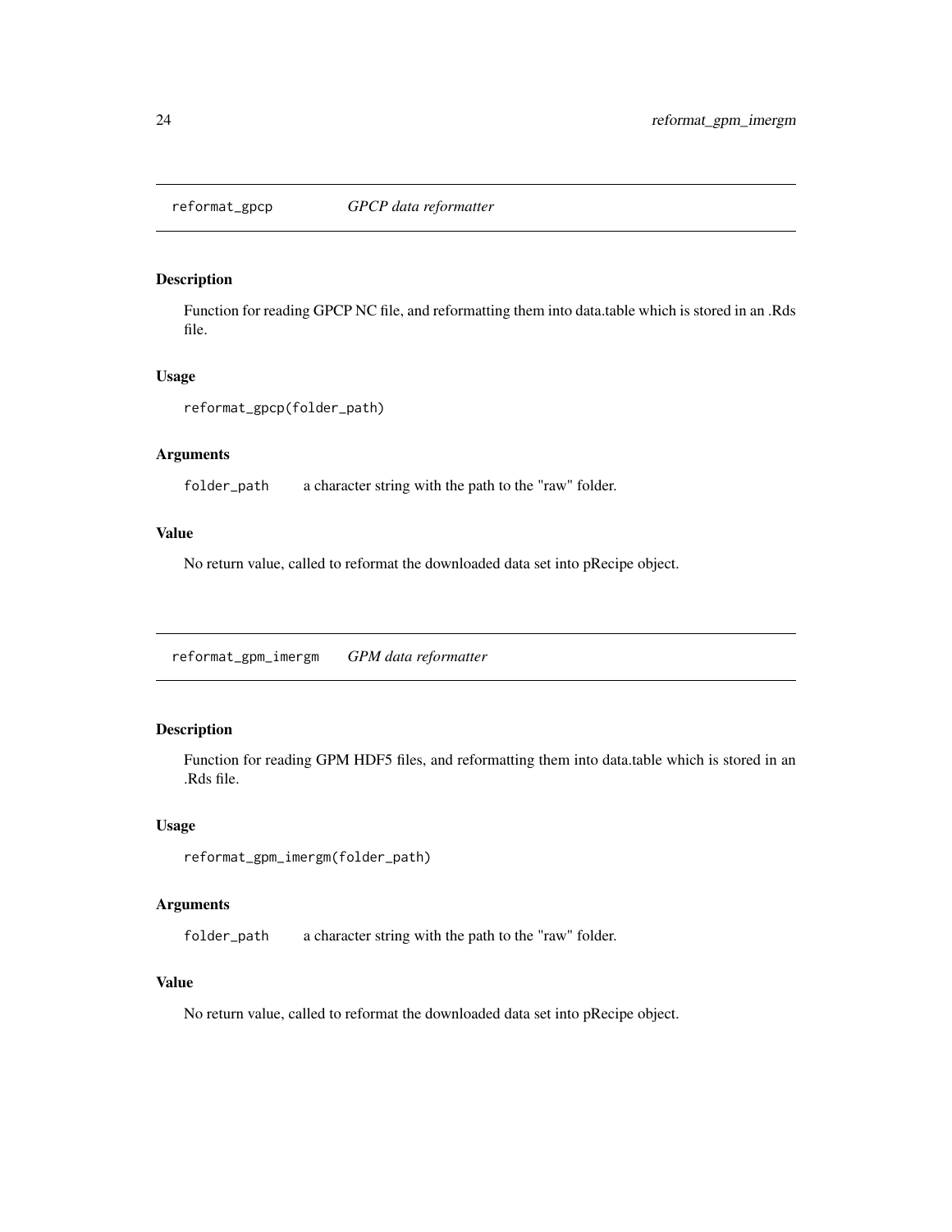## reformat_gpcp *GPCP data reformatter*

### Description

Function for reading GPCP NC file, and reformatting them into data.table which is stored in an .Rds file.

### Usage

```
reformat_gpcp(folder_path)
```

### Arguments

| | |
|---|---|
| folder_path | a character string with the path to the "raw" folder. |

### Value

No return value, called to reformat the downloaded data set into pRecipe object.

## reformat_gpm_imergm *GPM data reformatter*

### Description

Function for reading GPM HDF5 files, and reformatting them into data.table which is stored in an .Rds file.

### Usage

```
reformat_gpm_imergm(folder_path)
```

### Arguments

| | |
|---|---|
| folder_path | a character string with the path to the "raw" folder. |

### Value

No return value, called to reformat the downloaded data set into pRecipe object.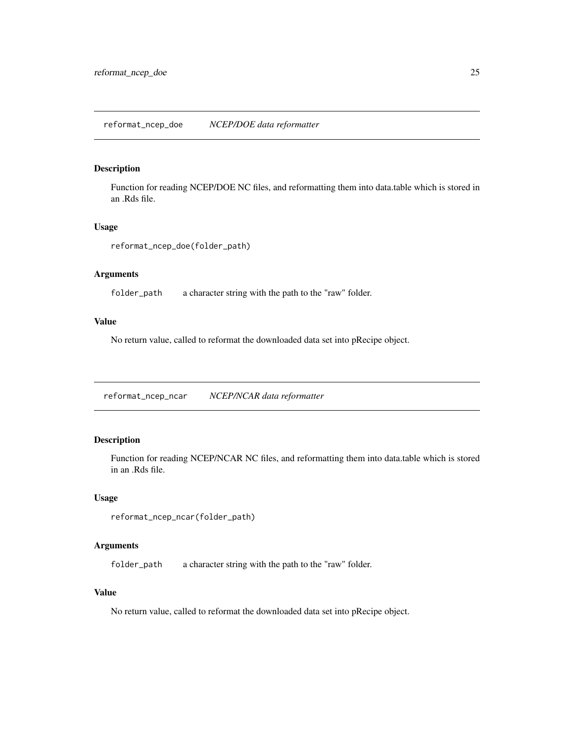## reformat_ncep_doe *NCEP/DOE data reformatter*

### Description

Function for reading NCEP/DOE NC files, and reformatting them into data.table which is stored in an .Rds file.

### Usage

```
reformat_ncep_doe(folder_path)
```

### Arguments

`folder_path` a character string with the path to the "raw" folder.

### Value

No return value, called to reformat the downloaded data set into pRecipe object.

## reformat_ncep_ncar *NCEP/NCAR data reformatter*

### Description

Function for reading NCEP/NCAR NC files, and reformatting them into data.table which is stored in an .Rds file.

### Usage

```
reformat_ncep_ncar(folder_path)
```

### Arguments

`folder_path` a character string with the path to the "raw" folder.

### Value

No return value, called to reformat the downloaded data set into pRecipe object.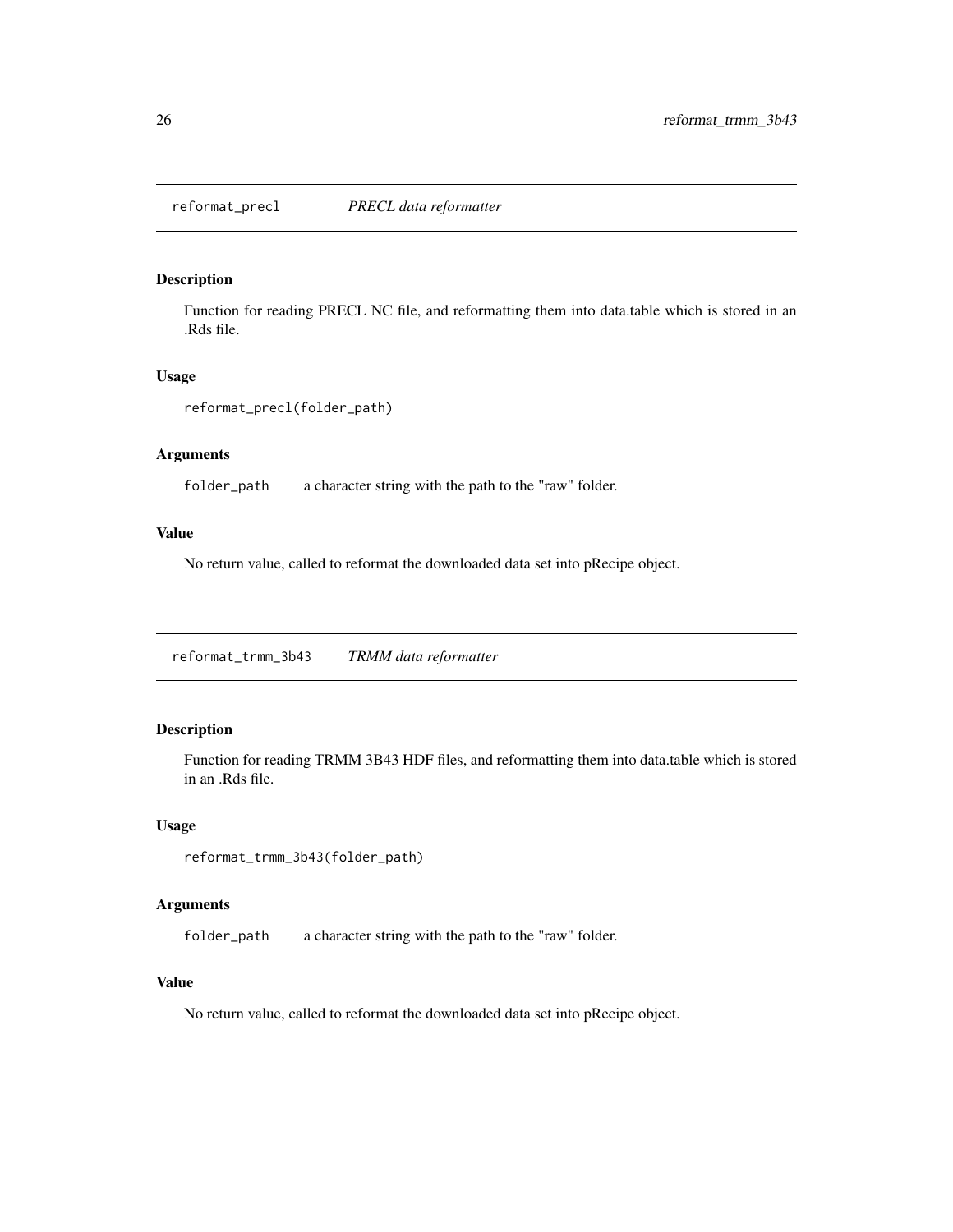## reformat_precl *PRECL data reformatter*

### Description

Function for reading PRECL NC file, and reformatting them into data.table which is stored in an .Rds file.

### Usage

```
reformat_precl(folder_path)
```

### Arguments

| | |
|---|---|
| folder_path | a character string with the path to the "raw" folder. |

### Value

No return value, called to reformat the downloaded data set into pRecipe object.

## reformat_trmm_3b43 *TRMM data reformatter*

### Description

Function for reading TRMM 3B43 HDF files, and reformatting them into data.table which is stored in an .Rds file.

### Usage

```
reformat_trmm_3b43(folder_path)
```

### Arguments

| | |
|---|---|
| folder_path | a character string with the path to the "raw" folder. |

### Value

No return value, called to reformat the downloaded data set into pRecipe object.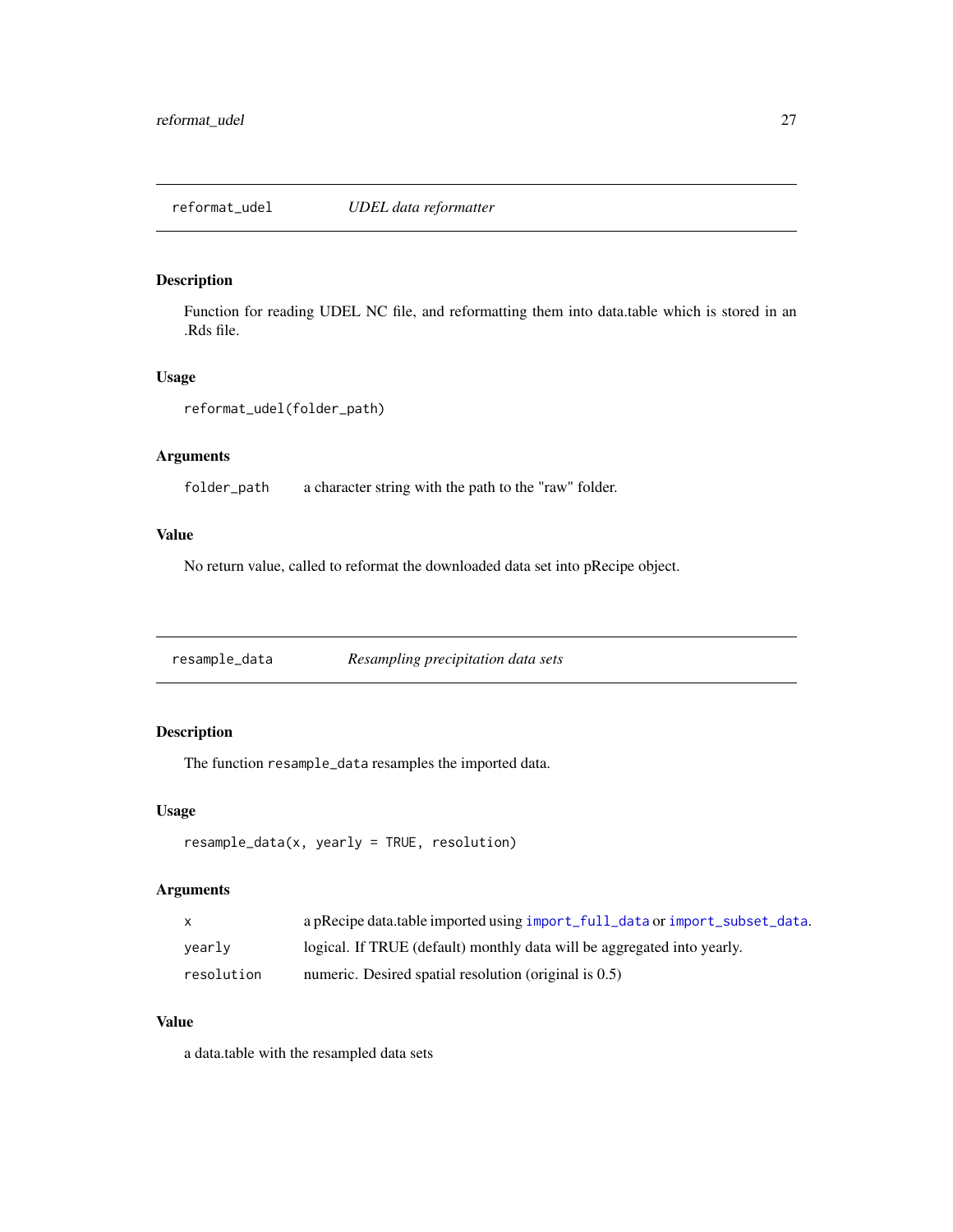## reformat_udel *UDEL data reformatter*

### Description

Function for reading UDEL NC file, and reformatting them into data.table which is stored in an .Rds file.

### Usage

```
reformat_udel(folder_path)
```

### Arguments

| | |
|---|---|
| folder_path | a character string with the path to the "raw" folder. |

### Value

No return value, called to reformat the downloaded data set into pRecipe object.

## resample_data *Resampling precipitation data sets*

### Description

The function `resample_data` resamples the imported data.

### Usage

```
resample_data(x, yearly = TRUE, resolution)
```

### Arguments

| | |
|---|---|
| x | a pRecipe data.table imported using `import_full_data` or `import_subset_data`. |
| yearly | logical. If TRUE (default) monthly data will be aggregated into yearly. |
| resolution | numeric. Desired spatial resolution (original is 0.5) |

### Value

a data.table with the resampled data sets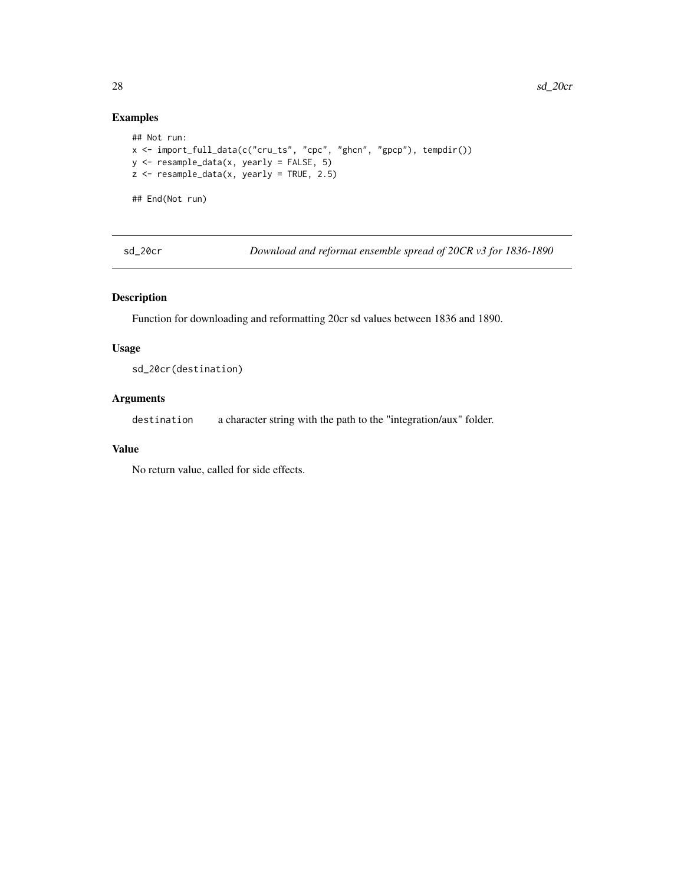## Examples

```
## Not run:
x <- import_full_data(c("cru_ts", "cpc", "ghcn", "gpcp"), tempdir())
y <- resample_data(x, yearly = FALSE, 5)
z <- resample_data(x, yearly = TRUE, 2.5)

## End(Not run)
```

---

# sd_20cr *Download and reformat ensemble spread of 20CR v3 for 1836-1890*

---

## Description

Function for downloading and reformatting 20cr sd values between 1836 and 1890.

## Usage

```
sd_20cr(destination)
```

## Arguments

| | |
|---|---|
| destination | a character string with the path to the "integration/aux" folder. |

## Value

No return value, called for side effects.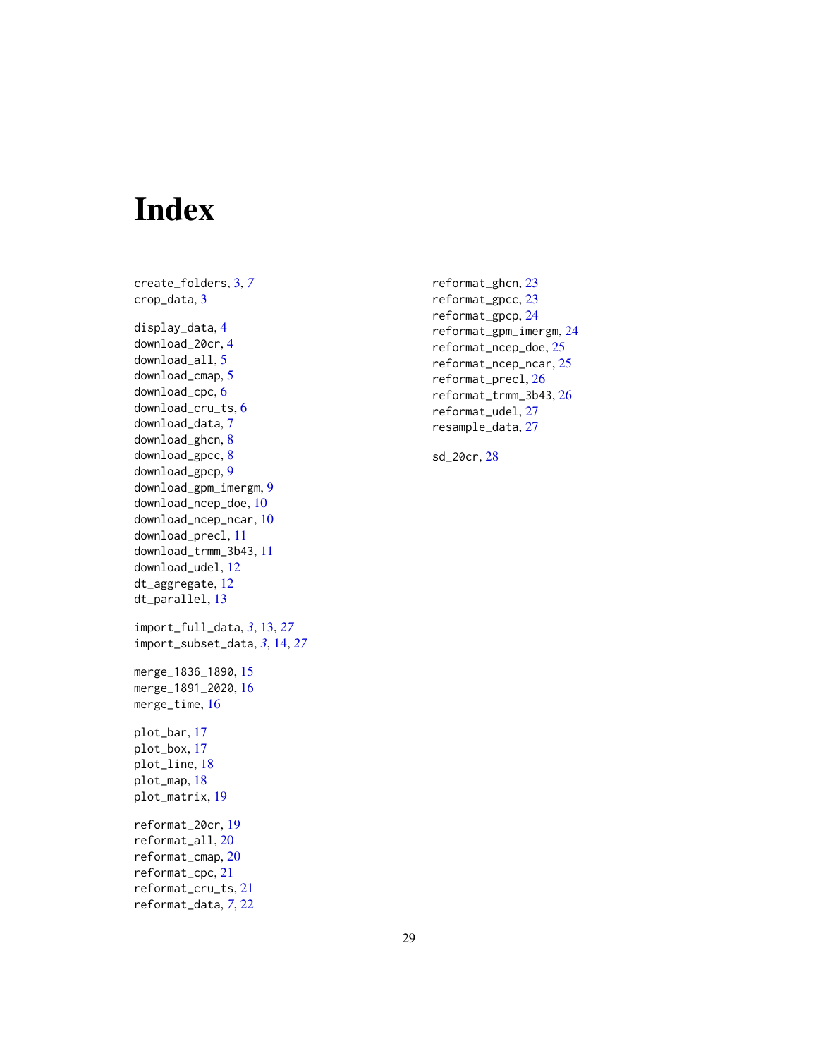# Index

create_folders, 3, *7*
crop_data, 3

display_data, 4
download_20cr, 4
download_all, 5
download_cmap, 5
download_cpc, 6
download_cru_ts, 6
download_data, 7
download_ghcn, 8
download_gpcc, 8
download_gpcp, 9
download_gpm_imergm, 9
download_ncep_doe, 10
download_ncep_ncar, 10
download_precl, 11
download_trmm_3b43, 11
download_udel, 12
dt_aggregate, 12
dt_parallel, 13

import_full_data, *3*, 13, *27*
import_subset_data, *3*, 14, *27*

merge_1836_1890, 15
merge_1891_2020, 16
merge_time, 16

plot_bar, 17
plot_box, 17
plot_line, 18
plot_map, 18
plot_matrix, 19

reformat_20cr, 19
reformat_all, 20
reformat_cmap, 20
reformat_cpc, 21
reformat_cru_ts, 21
reformat_data, *7*, 22
reformat_ghcn, 23
reformat_gpcc, 23
reformat_gpcp, 24
reformat_gpm_imergm, 24
reformat_ncep_doe, 25
reformat_ncep_ncar, 25
reformat_precl, 26
reformat_trmm_3b43, 26
reformat_udel, 27
resample_data, 27

sd_20cr, 28